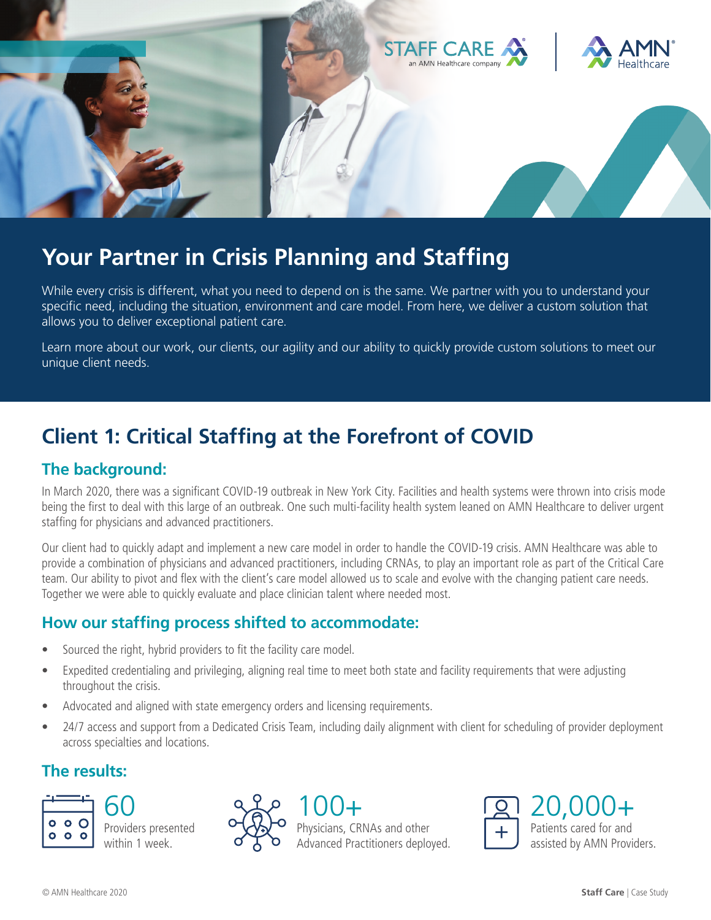STAFF CARE an AMN Healthcare company | AMN Healthcare

# Your Partner in Crisis Planning and Staffing

While every crisis is different, what you need to depend on is the same. We partner with you to understand your specific need, including the situation, environment and care model. From here, we deliver a custom solution that allows you to deliver exceptional patient care.

Learn more about our work, our clients, our agility and our ability to quickly provide custom solutions to meet our unique client needs.

## Client 1: Critical Staffing at the Forefront of COVID

### The background:

In March 2020, there was a significant COVID-19 outbreak in New York City. Facilities and health systems were thrown into crisis mode being the first to deal with this large of an outbreak. One such multi-facility health system leaned on AMN Healthcare to deliver urgent staffing for physicians and advanced practitioners.

Our client had to quickly adapt and implement a new care model in order to handle the COVID-19 crisis. AMN Healthcare was able to provide a combination of physicians and advanced practitioners, including CRNAs, to play an important role as part of the Critical Care team. Our ability to pivot and flex with the client's care model allowed us to scale and evolve with the changing patient care needs. Together we were able to quickly evaluate and place clinician talent where needed most.

### How our staffing process shifted to accommodate:

- Sourced the right, hybrid providers to fit the facility care model.
- Expedited credentialing and privileging, aligning real time to meet both state and facility requirements that were adjusting throughout the crisis.
- Advocated and aligned with state emergency orders and licensing requirements.
- 24/7 access and support from a Dedicated Crisis Team, including daily alignment with client for scheduling of provider deployment across specialties and locations.

### The results:

**60**
Providers presented within 1 week.

**100+**
Physicians, CRNAs and other Advanced Practitioners deployed.

**20,000+**
Patients cared for and assisted by AMN Providers.

© AMN Healthcare 2020

**Staff Care** | Case Study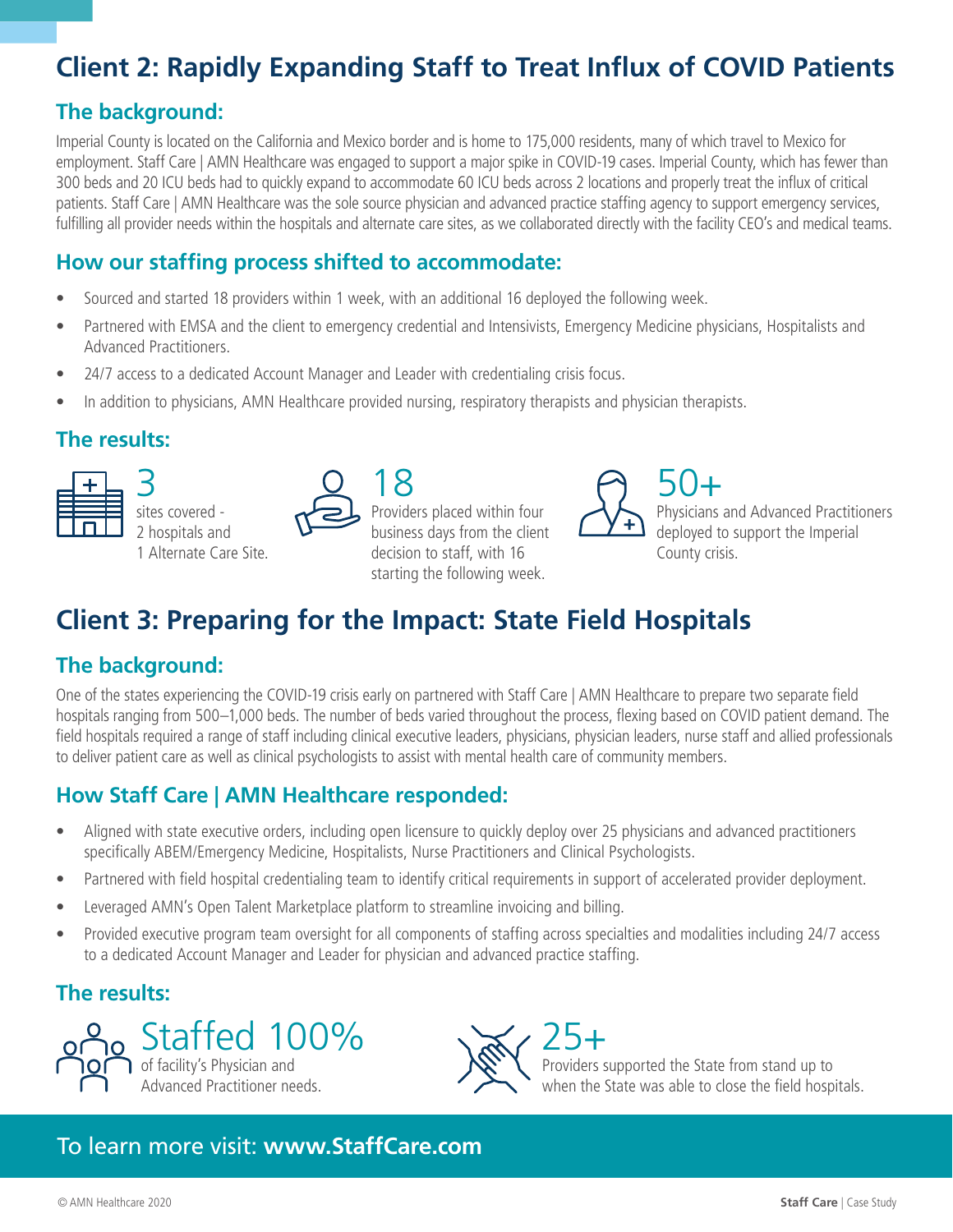# Client 2: Rapidly Expanding Staff to Treat Influx of COVID Patients

## The background:

Imperial County is located on the California and Mexico border and is home to 175,000 residents, many of which travel to Mexico for employment. Staff Care | AMN Healthcare was engaged to support a major spike in COVID-19 cases. Imperial County, which has fewer than 300 beds and 20 ICU beds had to quickly expand to accommodate 60 ICU beds across 2 locations and properly treat the influx of critical patients. Staff Care | AMN Healthcare was the sole source physician and advanced practice staffing agency to support emergency services, fulfilling all provider needs within the hospitals and alternate care sites, as we collaborated directly with the facility CEO's and medical teams.

## How our staffing process shifted to accommodate:

- Sourced and started 18 providers within 1 week, with an additional 16 deployed the following week.
- Partnered with EMSA and the client to emergency credential and Intensivists, Emergency Medicine physicians, Hospitalists and Advanced Practitioners.
- 24/7 access to a dedicated Account Manager and Leader with credentialing crisis focus.
- In addition to physicians, AMN Healthcare provided nursing, respiratory therapists and physician therapists.

## The results:

**3**
sites covered - 2 hospitals and 1 Alternate Care Site.

**18**
Providers placed within four business days from the client decision to staff, with 16 starting the following week.

**50+**
Physicians and Advanced Practitioners deployed to support the Imperial County crisis.

# Client 3: Preparing for the Impact: State Field Hospitals

## The background:

One of the states experiencing the COVID-19 crisis early on partnered with Staff Care | AMN Healthcare to prepare two separate field hospitals ranging from 500–1,000 beds. The number of beds varied throughout the process, flexing based on COVID patient demand. The field hospitals required a range of staff including clinical executive leaders, physicians, physician leaders, nurse staff and allied professionals to deliver patient care as well as clinical psychologists to assist with mental health care of community members.

## How Staff Care | AMN Healthcare responded:

- Aligned with state executive orders, including open licensure to quickly deploy over 25 physicians and advanced practitioners specifically ABEM/Emergency Medicine, Hospitalists, Nurse Practitioners and Clinical Psychologists.
- Partnered with field hospital credentialing team to identify critical requirements in support of accelerated provider deployment.
- Leveraged AMN's Open Talent Marketplace platform to streamline invoicing and billing.
- Provided executive program team oversight for all components of staffing across specialties and modalities including 24/7 access to a dedicated Account Manager and Leader for physician and advanced practice staffing.

## The results:

**Staffed 100%**
of facility's Physician and Advanced Practitioner needs.

**25+**
Providers supported the State from stand up to when the State was able to close the field hospitals.

To learn more visit: **www.StaffCare.com**

© AMN Healthcare 2020